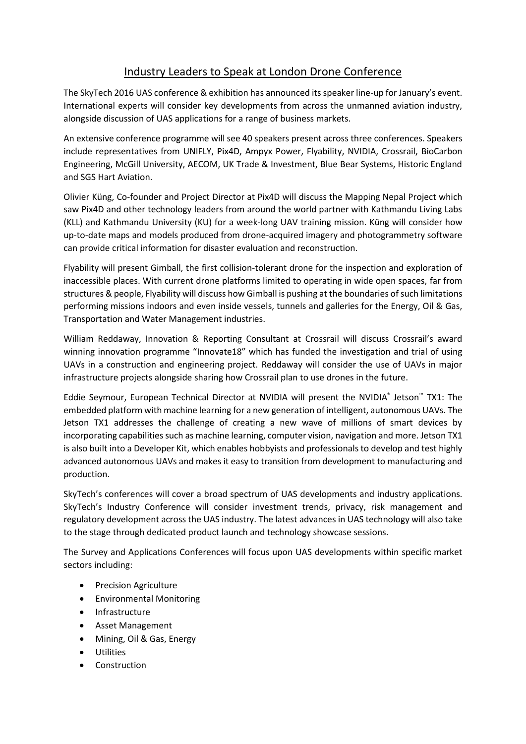# Industry Leaders to Speak at London Drone Conference

The SkyTech 2016 UAS conference & exhibition has announced its speaker line-up for January's event. International experts will consider key developments from across the unmanned aviation industry, alongside discussion of UAS applications for a range of business markets.

An extensive conference programme will see 40 speakers present across three conferences. Speakers include representatives from UNIFLY, Pix4D, Ampyx Power, Flyability, NVIDIA, Crossrail, BioCarbon Engineering, McGill University, AECOM, UK Trade & Investment, Blue Bear Systems, Historic England and SGS Hart Aviation.

Olivier Küng, Co-founder and Project Director at Pix4D will discuss the Mapping Nepal Project which saw Pix4D and other technology leaders from around the world partner with Kathmandu Living Labs (KLL) and Kathmandu University (KU) for a week-long UAV training mission. Küng will consider how up-to-date maps and models produced from drone-acquired imagery and photogrammetry software can provide critical information for disaster evaluation and reconstruction.

Flyability will present Gimball, the first collision-tolerant drone for the inspection and exploration of inaccessible places. With current drone platforms limited to operating in wide open spaces, far from structures & people, Flyability will discuss how Gimball is pushing at the boundaries of such limitations performing missions indoors and even inside vessels, tunnels and galleries for the Energy, Oil & Gas, Transportation and Water Management industries.

William Reddaway, Innovation & Reporting Consultant at Crossrail will discuss Crossrail's award winning innovation programme "Innovate18" which has funded the investigation and trial of using UAVs in a construction and engineering project. Reddaway will consider the use of UAVs in major infrastructure projects alongside sharing how Crossrail plan to use drones in the future.

Eddie Seymour, European Technical Director at NVIDIA will present the NVIDIA® Jetson™ TX1: The embedded platform with machine learning for a new generation of intelligent, autonomous UAVs. The Jetson TX1 addresses the challenge of creating a new wave of millions of smart devices by incorporating capabilities such as machine learning, computer vision, navigation and more. Jetson TX1 is also built into a Developer Kit, which enables hobbyists and professionals to develop and test highly advanced autonomous UAVs and makes it easy to transition from development to manufacturing and production.

SkyTech's conferences will cover a broad spectrum of UAS developments and industry applications. SkyTech's Industry Conference will consider investment trends, privacy, risk management and regulatory development across the UAS industry. The latest advances in UAS technology will also take to the stage through dedicated product launch and technology showcase sessions.

The Survey and Applications Conferences will focus upon UAS developments within specific market sectors including:

- Precision Agriculture
- Environmental Monitoring
- Infrastructure
- Asset Management
- Mining, Oil & Gas, Energy
- Utilities
- Construction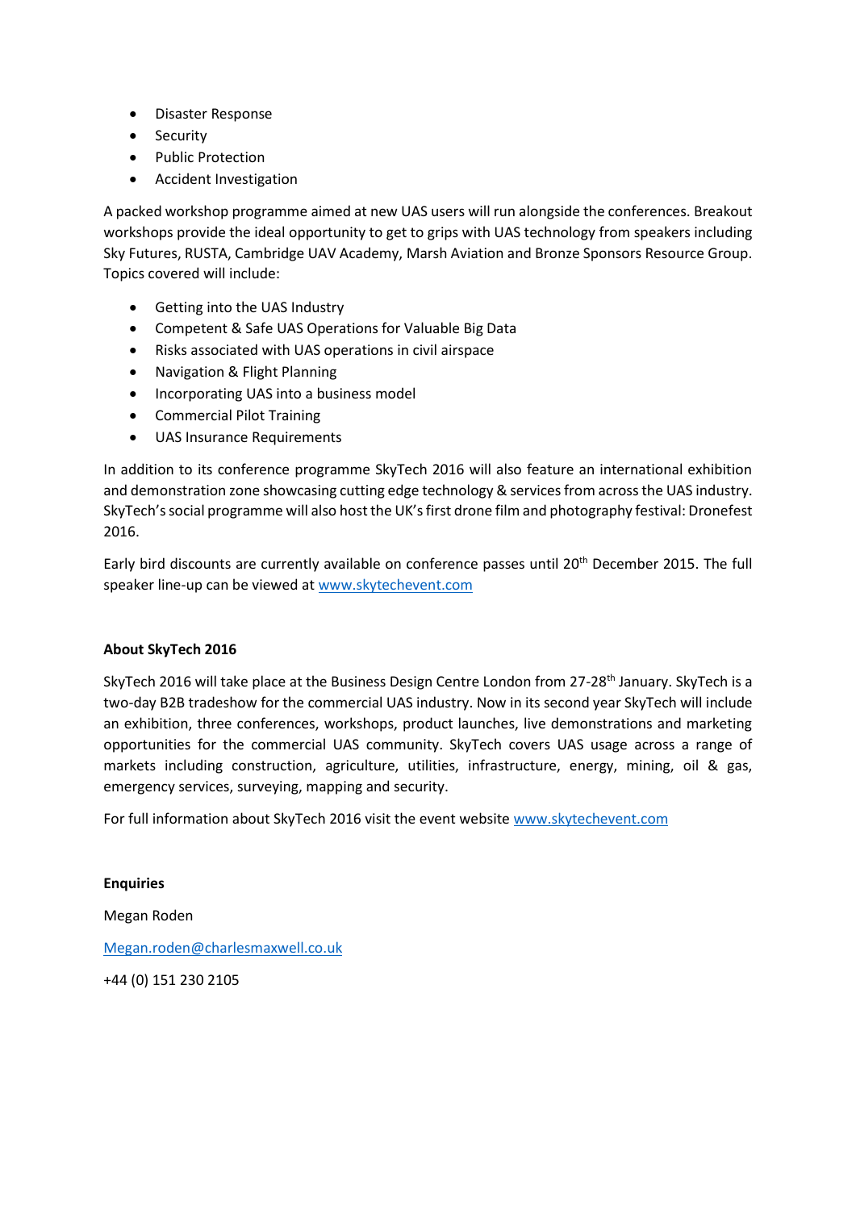- Disaster Response
- Security
- Public Protection
- Accident Investigation

A packed workshop programme aimed at new UAS users will run alongside the conferences. Breakout workshops provide the ideal opportunity to get to grips with UAS technology from speakers including Sky Futures, RUSTA, Cambridge UAV Academy, Marsh Aviation and Bronze Sponsors Resource Group. Topics covered will include:

- Getting into the UAS Industry
- Competent & Safe UAS Operations for Valuable Big Data
- Risks associated with UAS operations in civil airspace
- Navigation & Flight Planning
- Incorporating UAS into a business model
- Commercial Pilot Training
- UAS Insurance Requirements

In addition to its conference programme SkyTech 2016 will also feature an international exhibition and demonstration zone showcasing cutting edge technology & services from across the UAS industry. SkyTech's social programme will also host the UK's first drone film and photography festival: Dronefest 2016.

Early bird discounts are currently available on conference passes until 20th December 2015. The full speaker line-up can be viewed at www.skytechevent.com

**About SkyTech 2016**

SkyTech 2016 will take place at the Business Design Centre London from 27-28th January. SkyTech is a two-day B2B tradeshow for the commercial UAS industry. Now in its second year SkyTech will include an exhibition, three conferences, workshops, product launches, live demonstrations and marketing opportunities for the commercial UAS community. SkyTech covers UAS usage across a range of markets including construction, agriculture, utilities, infrastructure, energy, mining, oil & gas, emergency services, surveying, mapping and security.

For full information about SkyTech 2016 visit the event website www.skytechevent.com

**Enquiries**

Megan Roden

Megan.roden@charlesmaxwell.co.uk

+44 (0) 151 230 2105